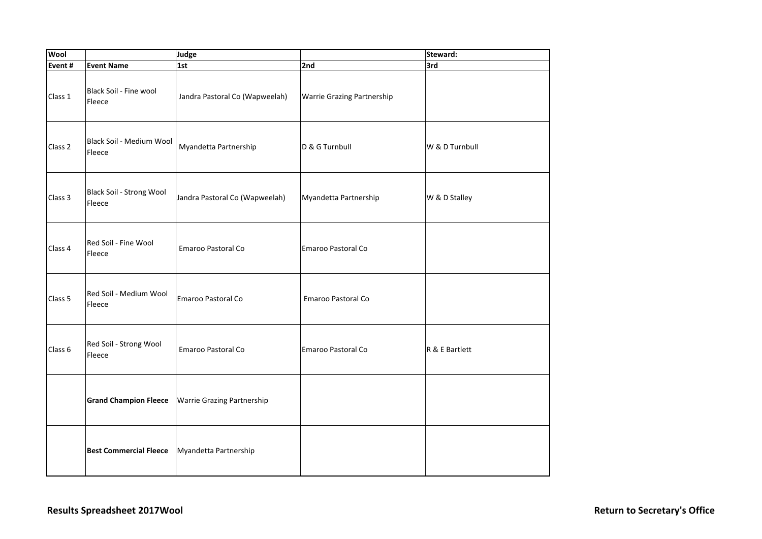| Wool | | Judge | | Steward: |
|---|---|---|---|---|
| Event # | Event Name | 1st | 2nd | 3rd |
| Class 1 | Black Soil - Fine wool Fleece | Jandra Pastoral Co (Wapweelah) | Warrie Grazing Partnership | |
| Class 2 | Black Soil - Medium Wool Fleece | Myandetta Partnership | D & G Turnbull | W & D Turnbull |
| Class 3 | Black Soil - Strong Wool Fleece | Jandra Pastoral Co (Wapweelah) | Myandetta Partnership | W & D Stalley |
| Class 4 | Red Soil - Fine Wool Fleece | Emaroo Pastoral Co | Emaroo Pastoral Co | |
| Class 5 | Red Soil - Medium Wool Fleece | Emaroo Pastoral Co | Emaroo Pastoral Co | |
| Class 6 | Red Soil - Strong Wool Fleece | Emaroo Pastoral Co | Emaroo Pastoral Co | R & E Bartlett |
| | **Grand Champion Fleece** | Warrie Grazing Partnership | | |
| | **Best Commercial Fleece** | Myandetta Partnership | | |

**Results Spreadsheet 2017Wool** **Return to Secretary's Office**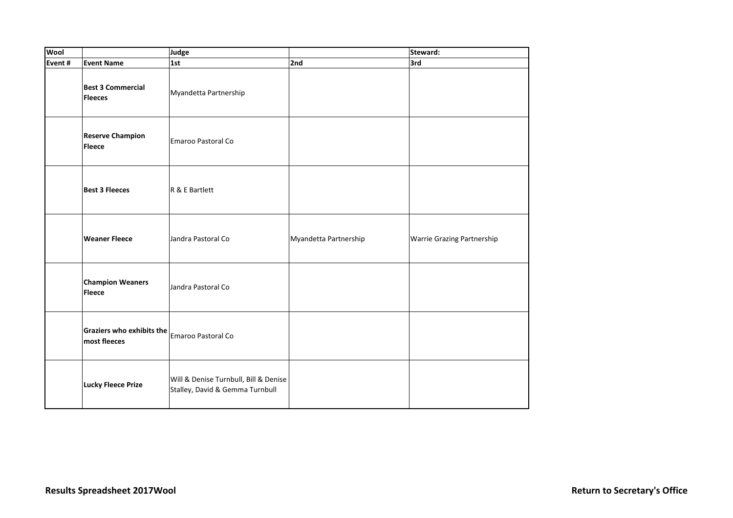| Wool | | Judge | | Steward: |
|---|---|---|---|---|
| **Event #** | **Event Name** | **1st** | **2nd** | **3rd** |
| | **Best 3 Commercial Fleeces** | Myandetta Partnership | | |
| | **Reserve Champion Fleece** | Emaroo Pastoral Co | | |
| | **Best 3 Fleeces** | R & E Bartlett | | |
| | **Weaner Fleece** | Jandra Pastoral Co | Myandetta Partnership | Warrie Grazing Partnership |
| | **Champion Weaners Fleece** | Jandra Pastoral Co | | |
| | **Graziers who exhibits the most fleeces** | Emaroo Pastoral Co | | |
| | **Lucky Fleece Prize** | Will & Denise Turnbull, Bill & Denise Stalley, David & Gemma Turnbull | | |

**Results Spreadsheet 2017Wool**

**Return to Secretary's Office**